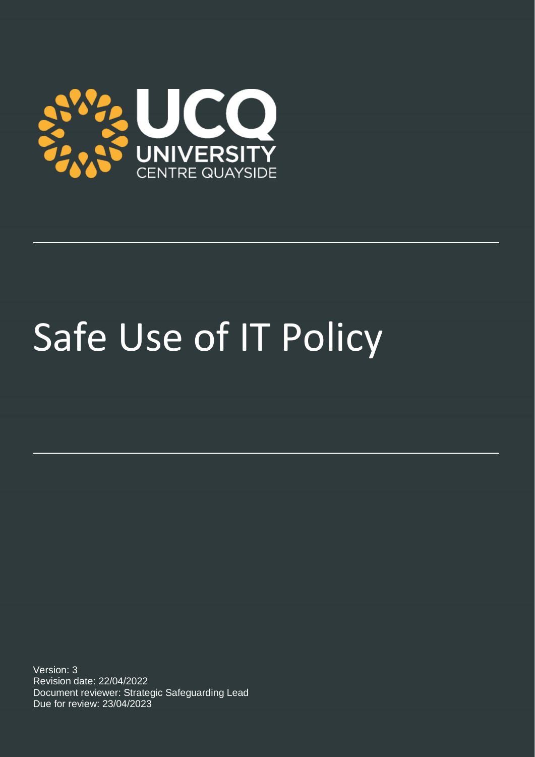UCQ
UNIVERSITY
CENTRE QUAYSIDE

# Safe Use of IT Policy

Version: 3
Revision date: 22/04/2022
Document reviewer: Strategic Safeguarding Lead
Due for review: 23/04/2023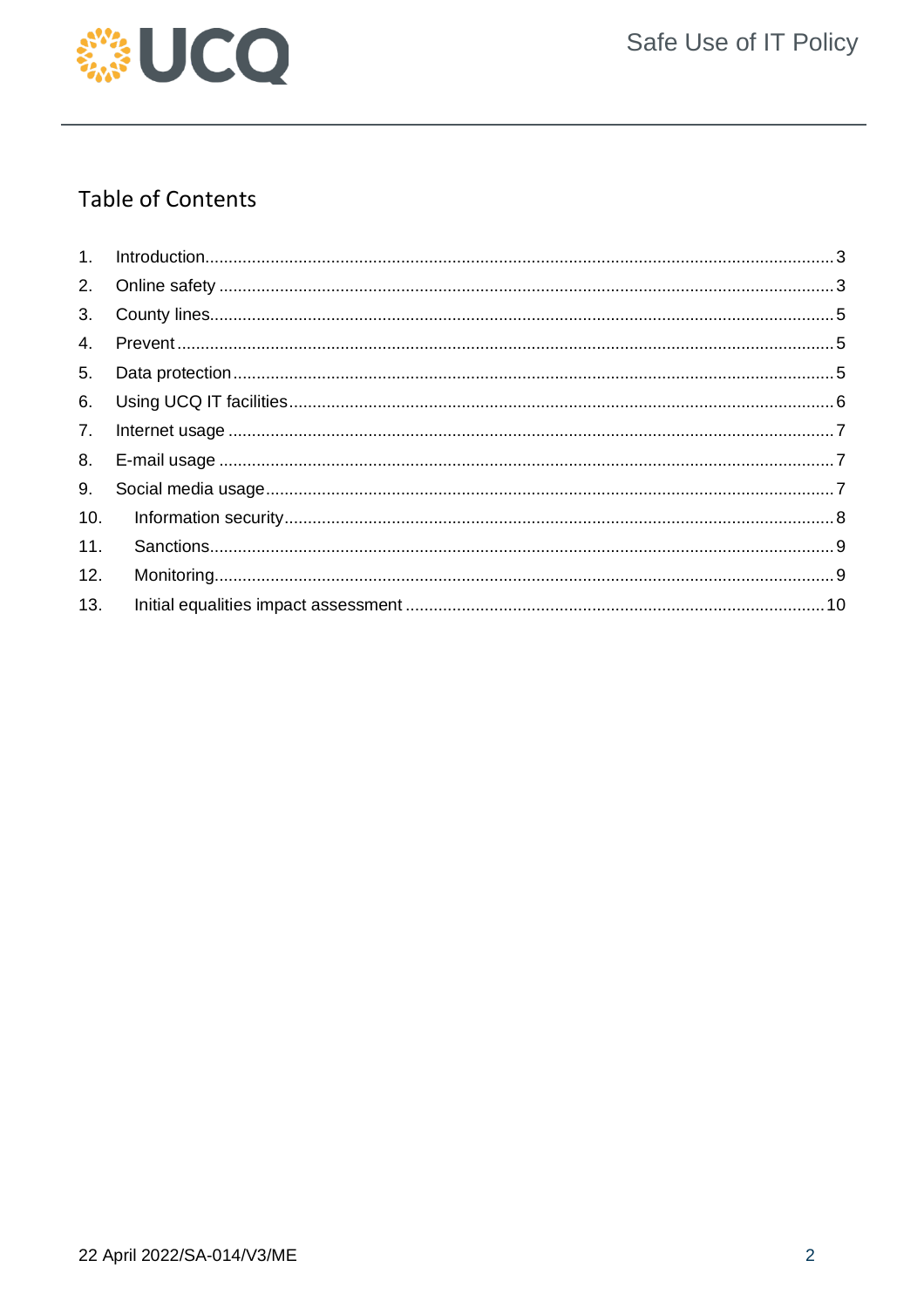## Table of Contents

1. Introduction ... 3
2. Online safety ... 3
3. County lines ... 5
4. Prevent ... 5
5. Data protection ... 5
6. Using UCQ IT facilities ... 6
7. Internet usage ... 7
8. E-mail usage ... 7
9. Social media usage ... 7
10. Information security ... 8
11. Sanctions ... 9
12. Monitoring ... 9
13. Initial equalities impact assessment ... 10

22 April 2022/SA-014/V3/ME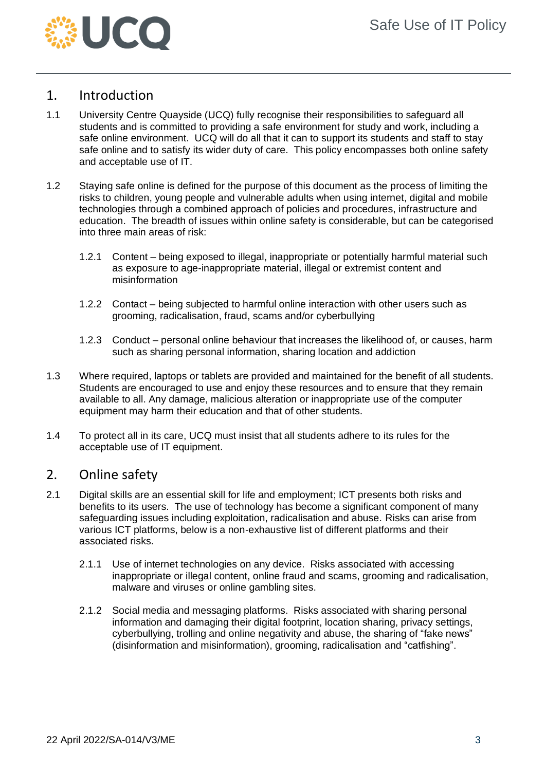## 1. Introduction

1.1 University Centre Quayside (UCQ) fully recognise their responsibilities to safeguard all students and is committed to providing a safe environment for study and work, including a safe online environment. UCQ will do all that it can to support its students and staff to stay safe online and to satisfy its wider duty of care. This policy encompasses both online safety and acceptable use of IT.

1.2 Staying safe online is defined for the purpose of this document as the process of limiting the risks to children, young people and vulnerable adults when using internet, digital and mobile technologies through a combined approach of policies and procedures, infrastructure and education. The breadth of issues within online safety is considerable, but can be categorised into three main areas of risk:

1.2.1 Content – being exposed to illegal, inappropriate or potentially harmful material such as exposure to age-inappropriate material, illegal or extremist content and misinformation

1.2.2 Contact – being subjected to harmful online interaction with other users such as grooming, radicalisation, fraud, scams and/or cyberbullying

1.2.3 Conduct – personal online behaviour that increases the likelihood of, or causes, harm such as sharing personal information, sharing location and addiction

1.3 Where required, laptops or tablets are provided and maintained for the benefit of all students. Students are encouraged to use and enjoy these resources and to ensure that they remain available to all. Any damage, malicious alteration or inappropriate use of the computer equipment may harm their education and that of other students.

1.4 To protect all in its care, UCQ must insist that all students adhere to its rules for the acceptable use of IT equipment.

## 2. Online safety

2.1 Digital skills are an essential skill for life and employment; ICT presents both risks and benefits to its users. The use of technology has become a significant component of many safeguarding issues including exploitation, radicalisation and abuse. Risks can arise from various ICT platforms, below is a non-exhaustive list of different platforms and their associated risks.

2.1.1 Use of internet technologies on any device. Risks associated with accessing inappropriate or illegal content, online fraud and scams, grooming and radicalisation, malware and viruses or online gambling sites.

2.1.2 Social media and messaging platforms. Risks associated with sharing personal information and damaging their digital footprint, location sharing, privacy settings, cyberbullying, trolling and online negativity and abuse, the sharing of "fake news" (disinformation and misinformation), grooming, radicalisation and "catfishing".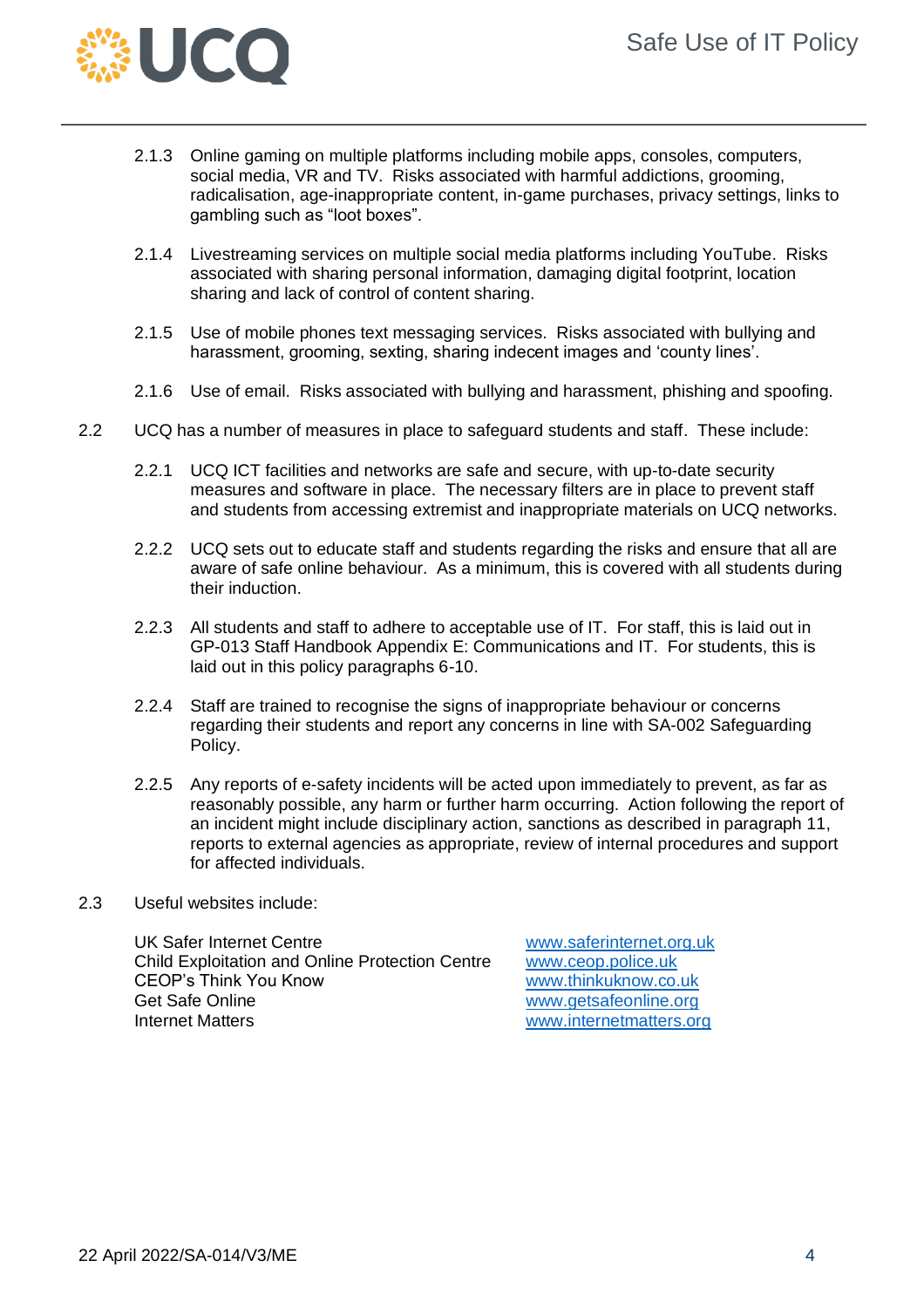2.1.3 Online gaming on multiple platforms including mobile apps, consoles, computers, social media, VR and TV. Risks associated with harmful addictions, grooming, radicalisation, age-inappropriate content, in-game purchases, privacy settings, links to gambling such as "loot boxes".

2.1.4 Livestreaming services on multiple social media platforms including YouTube. Risks associated with sharing personal information, damaging digital footprint, location sharing and lack of control of content sharing.

2.1.5 Use of mobile phones text messaging services. Risks associated with bullying and harassment, grooming, sexting, sharing indecent images and 'county lines'.

2.1.6 Use of email. Risks associated with bullying and harassment, phishing and spoofing.

2.2 UCQ has a number of measures in place to safeguard students and staff. These include:

2.2.1 UCQ ICT facilities and networks are safe and secure, with up-to-date security measures and software in place. The necessary filters are in place to prevent staff and students from accessing extremist and inappropriate materials on UCQ networks.

2.2.2 UCQ sets out to educate staff and students regarding the risks and ensure that all are aware of safe online behaviour. As a minimum, this is covered with all students during their induction.

2.2.3 All students and staff to adhere to acceptable use of IT. For staff, this is laid out in GP-013 Staff Handbook Appendix E: Communications and IT. For students, this is laid out in this policy paragraphs 6-10.

2.2.4 Staff are trained to recognise the signs of inappropriate behaviour or concerns regarding their students and report any concerns in line with SA-002 Safeguarding Policy.

2.2.5 Any reports of e-safety incidents will be acted upon immediately to prevent, as far as reasonably possible, any harm or further harm occurring. Action following the report of an incident might include disciplinary action, sanctions as described in paragraph 11, reports to external agencies as appropriate, review of internal procedures and support for affected individuals.

2.3 Useful websites include:

| | |
|---|---|
| UK Safer Internet Centre | www.saferinternet.org.uk |
| Child Exploitation and Online Protection Centre | www.ceop.police.uk |
| CEOP's Think You Know | www.thinkuknow.co.uk |
| Get Safe Online | www.getsafeonline.org |
| Internet Matters | www.internetmatters.org |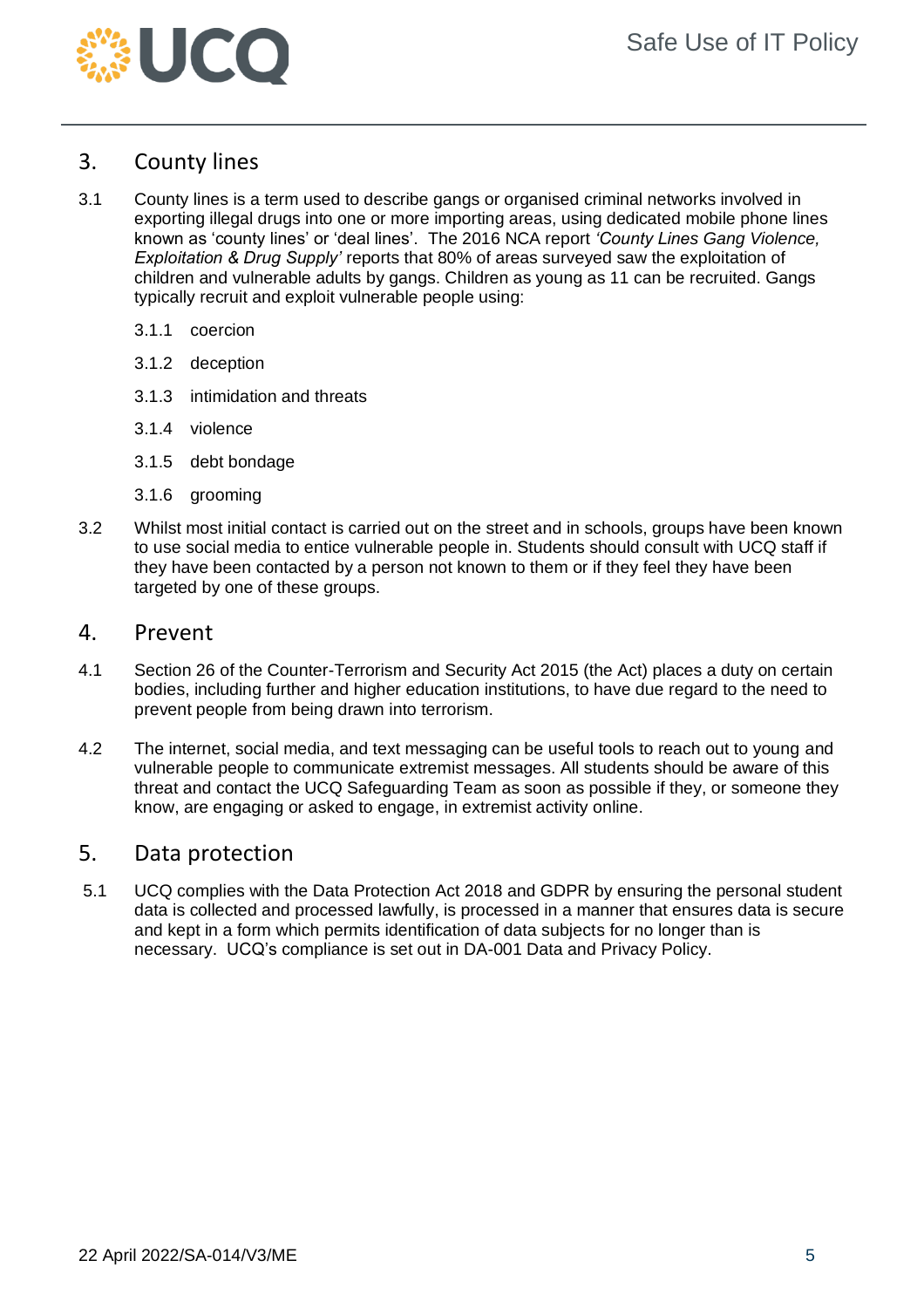## 3. County lines

3.1 County lines is a term used to describe gangs or organised criminal networks involved in exporting illegal drugs into one or more importing areas, using dedicated mobile phone lines known as 'county lines' or 'deal lines'. The 2016 NCA report *'County Lines Gang Violence, Exploitation & Drug Supply'* reports that 80% of areas surveyed saw the exploitation of children and vulnerable adults by gangs. Children as young as 11 can be recruited. Gangs typically recruit and exploit vulnerable people using:

- 3.1.1 coercion
- 3.1.2 deception
- 3.1.3 intimidation and threats
- 3.1.4 violence
- 3.1.5 debt bondage
- 3.1.6 grooming

3.2 Whilst most initial contact is carried out on the street and in schools, groups have been known to use social media to entice vulnerable people in. Students should consult with UCQ staff if they have been contacted by a person not known to them or if they feel they have been targeted by one of these groups.

## 4. Prevent

4.1 Section 26 of the Counter-Terrorism and Security Act 2015 (the Act) places a duty on certain bodies, including further and higher education institutions, to have due regard to the need to prevent people from being drawn into terrorism.

4.2 The internet, social media, and text messaging can be useful tools to reach out to young and vulnerable people to communicate extremist messages. All students should be aware of this threat and contact the UCQ Safeguarding Team as soon as possible if they, or someone they know, are engaging or asked to engage, in extremist activity online.

## 5. Data protection

5.1 UCQ complies with the Data Protection Act 2018 and GDPR by ensuring the personal student data is collected and processed lawfully, is processed in a manner that ensures data is secure and kept in a form which permits identification of data subjects for no longer than is necessary. UCQ's compliance is set out in DA-001 Data and Privacy Policy.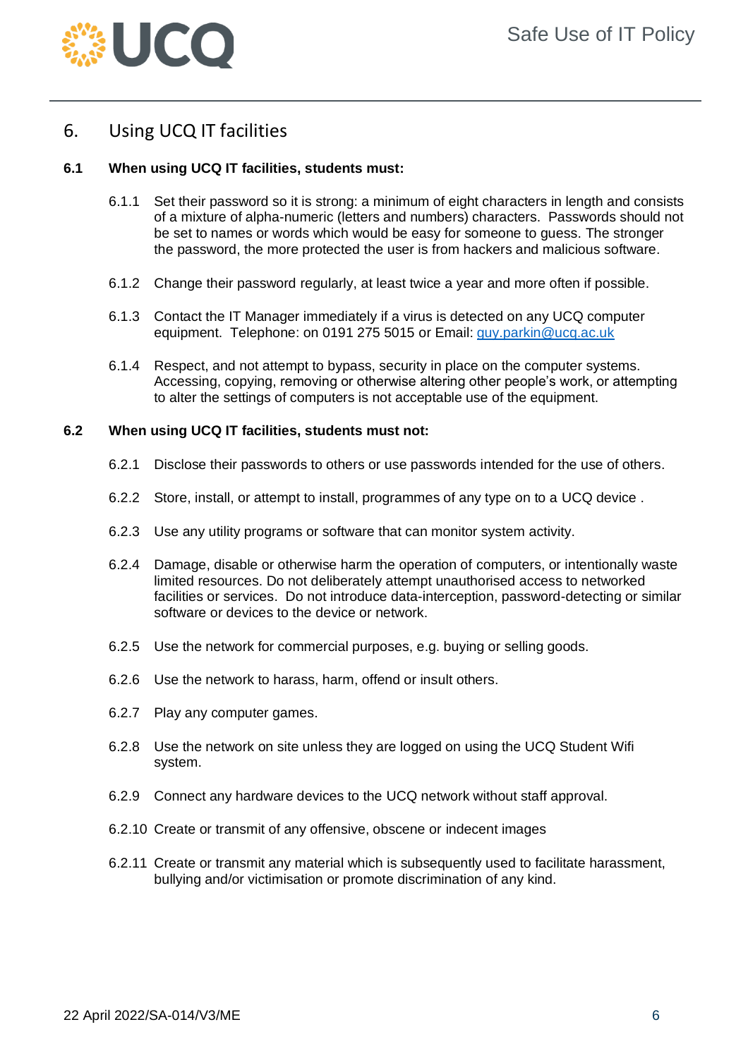## 6. Using UCQ IT facilities

### 6.1 When using UCQ IT facilities, students must:

6.1.1 Set their password so it is strong: a minimum of eight characters in length and consists of a mixture of alpha-numeric (letters and numbers) characters. Passwords should not be set to names or words which would be easy for someone to guess. The stronger the password, the more protected the user is from hackers and malicious software.

6.1.2 Change their password regularly, at least twice a year and more often if possible.

6.1.3 Contact the IT Manager immediately if a virus is detected on any UCQ computer equipment. Telephone: on 0191 275 5015 or Email: guy.parkin@ucq.ac.uk

6.1.4 Respect, and not attempt to bypass, security in place on the computer systems. Accessing, copying, removing or otherwise altering other people's work, or attempting to alter the settings of computers is not acceptable use of the equipment.

### 6.2 When using UCQ IT facilities, students must not:

6.2.1 Disclose their passwords to others or use passwords intended for the use of others.

6.2.2 Store, install, or attempt to install, programmes of any type on to a UCQ device .

6.2.3 Use any utility programs or software that can monitor system activity.

6.2.4 Damage, disable or otherwise harm the operation of computers, or intentionally waste limited resources. Do not deliberately attempt unauthorised access to networked facilities or services. Do not introduce data-interception, password-detecting or similar software or devices to the device or network.

6.2.5 Use the network for commercial purposes, e.g. buying or selling goods.

6.2.6 Use the network to harass, harm, offend or insult others.

6.2.7 Play any computer games.

6.2.8 Use the network on site unless they are logged on using the UCQ Student Wifi system.

6.2.9 Connect any hardware devices to the UCQ network without staff approval.

6.2.10 Create or transmit of any offensive, obscene or indecent images

6.2.11 Create or transmit any material which is subsequently used to facilitate harassment, bullying and/or victimisation or promote discrimination of any kind.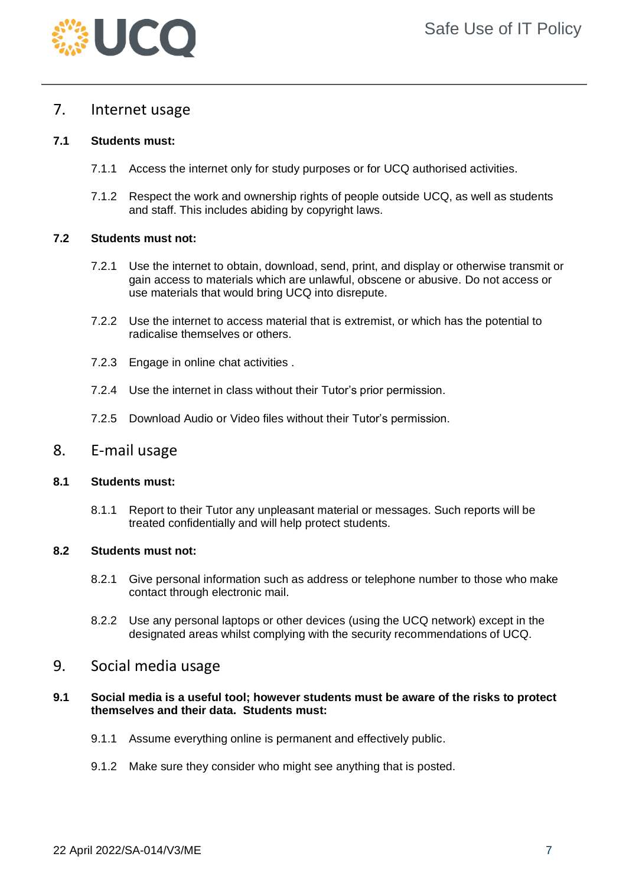## 7. Internet usage

**7.1 Students must:**

7.1.1 Access the internet only for study purposes or for UCQ authorised activities.

7.1.2 Respect the work and ownership rights of people outside UCQ, as well as students and staff. This includes abiding by copyright laws.

**7.2 Students must not:**

7.2.1 Use the internet to obtain, download, send, print, and display or otherwise transmit or gain access to materials which are unlawful, obscene or abusive. Do not access or use materials that would bring UCQ into disrepute.

7.2.2 Use the internet to access material that is extremist, or which has the potential to radicalise themselves or others.

7.2.3 Engage in online chat activities .

7.2.4 Use the internet in class without their Tutor's prior permission.

7.2.5 Download Audio or Video files without their Tutor's permission.

## 8. E-mail usage

**8.1 Students must:**

8.1.1 Report to their Tutor any unpleasant material or messages. Such reports will be treated confidentially and will help protect students.

**8.2 Students must not:**

8.2.1 Give personal information such as address or telephone number to those who make contact through electronic mail.

8.2.2 Use any personal laptops or other devices (using the UCQ network) except in the designated areas whilst complying with the security recommendations of UCQ.

## 9. Social media usage

**9.1 Social media is a useful tool; however students must be aware of the risks to protect themselves and their data. Students must:**

9.1.1 Assume everything online is permanent and effectively public.

9.1.2 Make sure they consider who might see anything that is posted.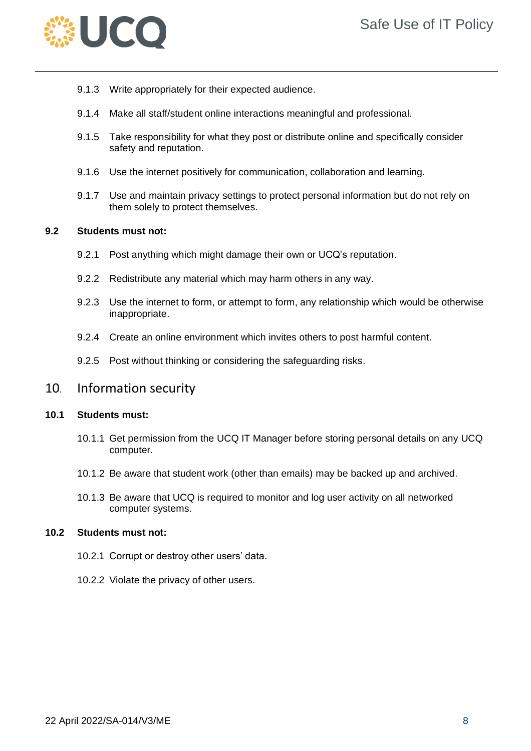9.1.3 Write appropriately for their expected audience.

9.1.4 Make all staff/student online interactions meaningful and professional.

9.1.5 Take responsibility for what they post or distribute online and specifically consider safety and reputation.

9.1.6 Use the internet positively for communication, collaboration and learning.

9.1.7 Use and maintain privacy settings to protect personal information but do not rely on them solely to protect themselves.

**9.2 Students must not:**

9.2.1 Post anything which might damage their own or UCQ's reputation.

9.2.2 Redistribute any material which may harm others in any way.

9.2.3 Use the internet to form, or attempt to form, any relationship which would be otherwise inappropriate.

9.2.4 Create an online environment which invites others to post harmful content.

9.2.5 Post without thinking or considering the safeguarding risks.

## 10. Information security

**10.1 Students must:**

10.1.1 Get permission from the UCQ IT Manager before storing personal details on any UCQ computer.

10.1.2 Be aware that student work (other than emails) may be backed up and archived.

10.1.3 Be aware that UCQ is required to monitor and log user activity on all networked computer systems.

**10.2 Students must not:**

10.2.1 Corrupt or destroy other users' data.

10.2.2 Violate the privacy of other users.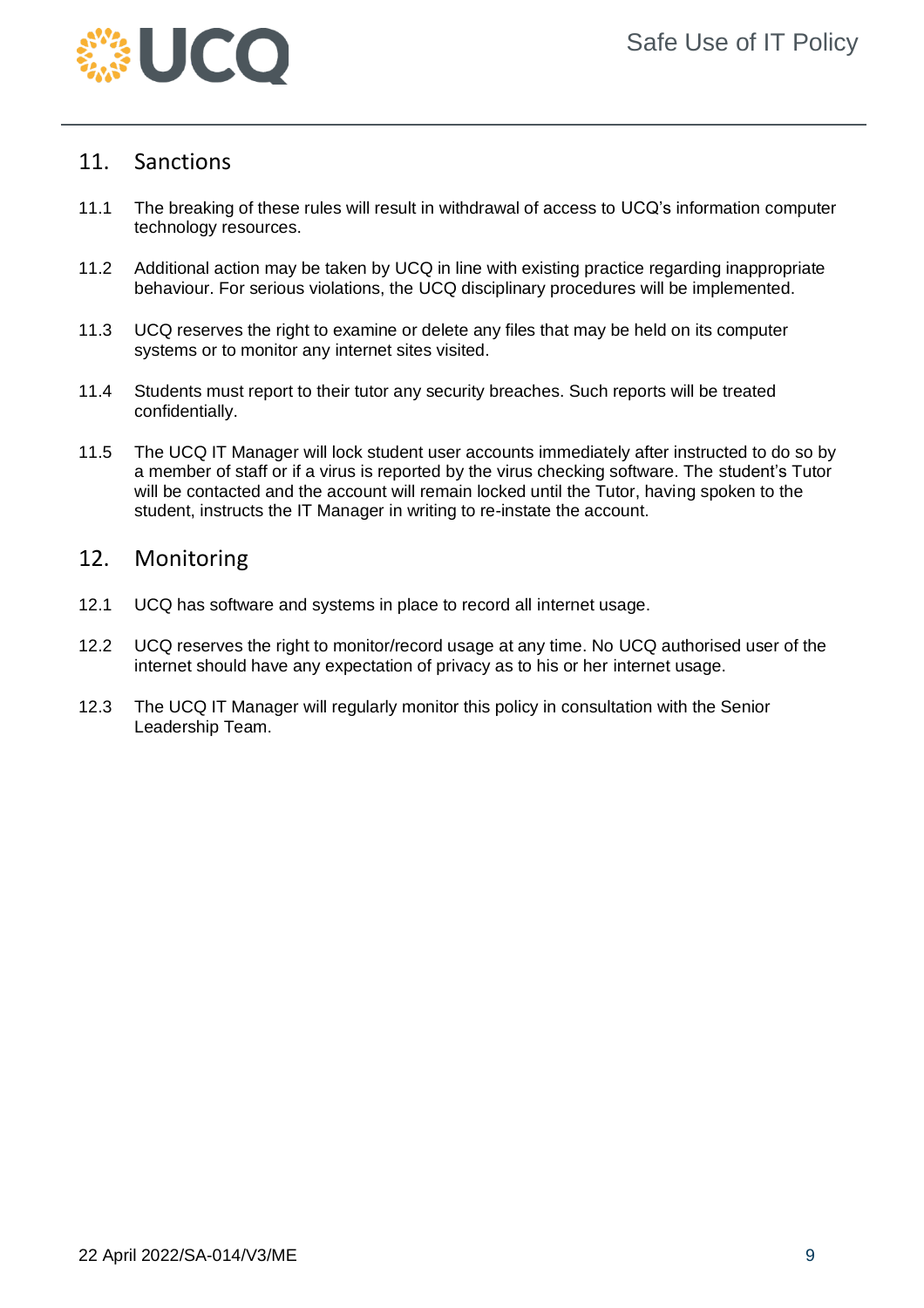## 11. Sanctions

11.1 The breaking of these rules will result in withdrawal of access to UCQ's information computer technology resources.

11.2 Additional action may be taken by UCQ in line with existing practice regarding inappropriate behaviour. For serious violations, the UCQ disciplinary procedures will be implemented.

11.3 UCQ reserves the right to examine or delete any files that may be held on its computer systems or to monitor any internet sites visited.

11.4 Students must report to their tutor any security breaches. Such reports will be treated confidentially.

11.5 The UCQ IT Manager will lock student user accounts immediately after instructed to do so by a member of staff or if a virus is reported by the virus checking software. The student's Tutor will be contacted and the account will remain locked until the Tutor, having spoken to the student, instructs the IT Manager in writing to re-instate the account.

## 12. Monitoring

12.1 UCQ has software and systems in place to record all internet usage.

12.2 UCQ reserves the right to monitor/record usage at any time. No UCQ authorised user of the internet should have any expectation of privacy as to his or her internet usage.

12.3 The UCQ IT Manager will regularly monitor this policy in consultation with the Senior Leadership Team.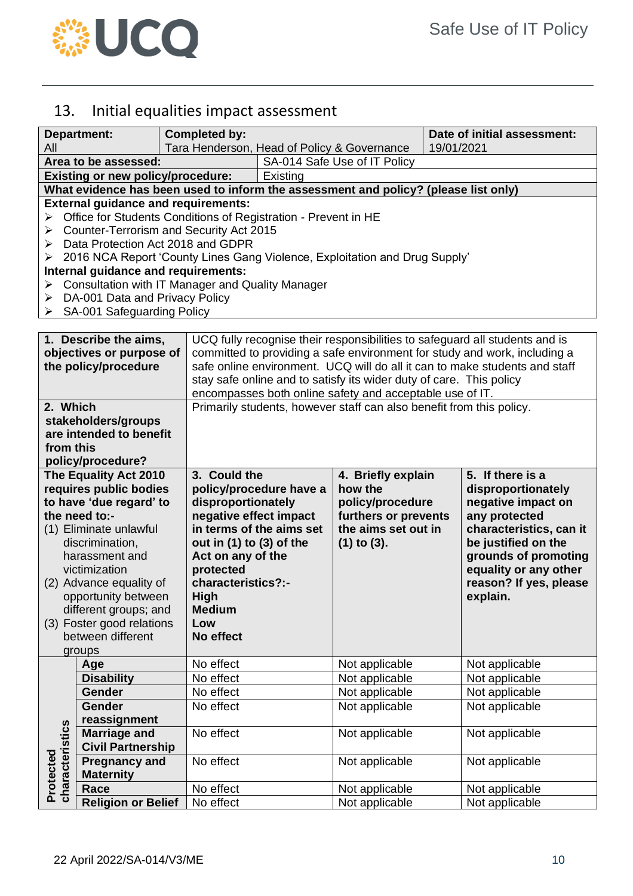## 13. Initial equalities impact assessment

| **Department:** All | **Completed by:** Tara Henderson, Head of Policy & Governance | **Date of initial assessment:** 19/01/2021 |
|---|---|---|
| **Area to be assessed:** | SA-014 Safe Use of IT Policy | |
| **Existing or new policy/procedure:** | Existing | |

**What evidence has been used to inform the assessment and policy? (please list only)**

**External guidance and requirements:**

- Office for Students Conditions of Registration - Prevent in HE
- Counter-Terrorism and Security Act 2015
- Data Protection Act 2018 and GDPR
- 2016 NCA Report 'County Lines Gang Violence, Exploitation and Drug Supply'

**Internal guidance and requirements:**

- Consultation with IT Manager and Quality Manager
- DA-001 Data and Privacy Policy
- SA-001 Safeguarding Policy

| **1. Describe the aims, objectives or purpose of the policy/procedure** | UCQ fully recognise their responsibilities to safeguard all students and is committed to providing a safe environment for study and work, including a safe online environment. UCQ will do all it can to make students and staff stay safe online and to satisfy its wider duty of care. This policy encompasses both online safety and acceptable use of IT. | | |
|---|---|---|---|
| **2. Which stakeholders/groups are intended to benefit from this policy/procedure?** | Primarily students, however staff can also benefit from this policy. | | |
| **The Equality Act 2010 requires public bodies to have 'due regard' to the need to:-** (1) Eliminate unlawful discrimination, harassment and victimization (2) Advance equality of opportunity between different groups; and (3) Foster good relations between different groups | **3. Could the policy/procedure have a disproportionately negative effect impact in terms of the aims set out in (1) to (3) of the Act on any of the protected characteristics?:- High Medium Low No effect** | **4. Briefly explain how the policy/procedure furthers or prevents the aims set out in (1) to (3).** | **5. If there is a disproportionately negative impact on any protected characteristics, can it be justified on the grounds of promoting equality or any other reason? If yes, please explain.** |
| **Protected characteristics: Age** | No effect | Not applicable | Not applicable |
| **Protected characteristics: Disability** | No effect | Not applicable | Not applicable |
| **Protected characteristics: Gender** | No effect | Not applicable | Not applicable |
| **Protected characteristics: Gender reassignment** | No effect | Not applicable | Not applicable |
| **Protected characteristics: Marriage and Civil Partnership** | No effect | Not applicable | Not applicable |
| **Protected characteristics: Pregnancy and Maternity** | No effect | Not applicable | Not applicable |
| **Protected characteristics: Race** | No effect | Not applicable | Not applicable |
| **Protected characteristics: Religion or Belief** | No effect | Not applicable | Not applicable |

22 April 2022/SA-014/V3/ME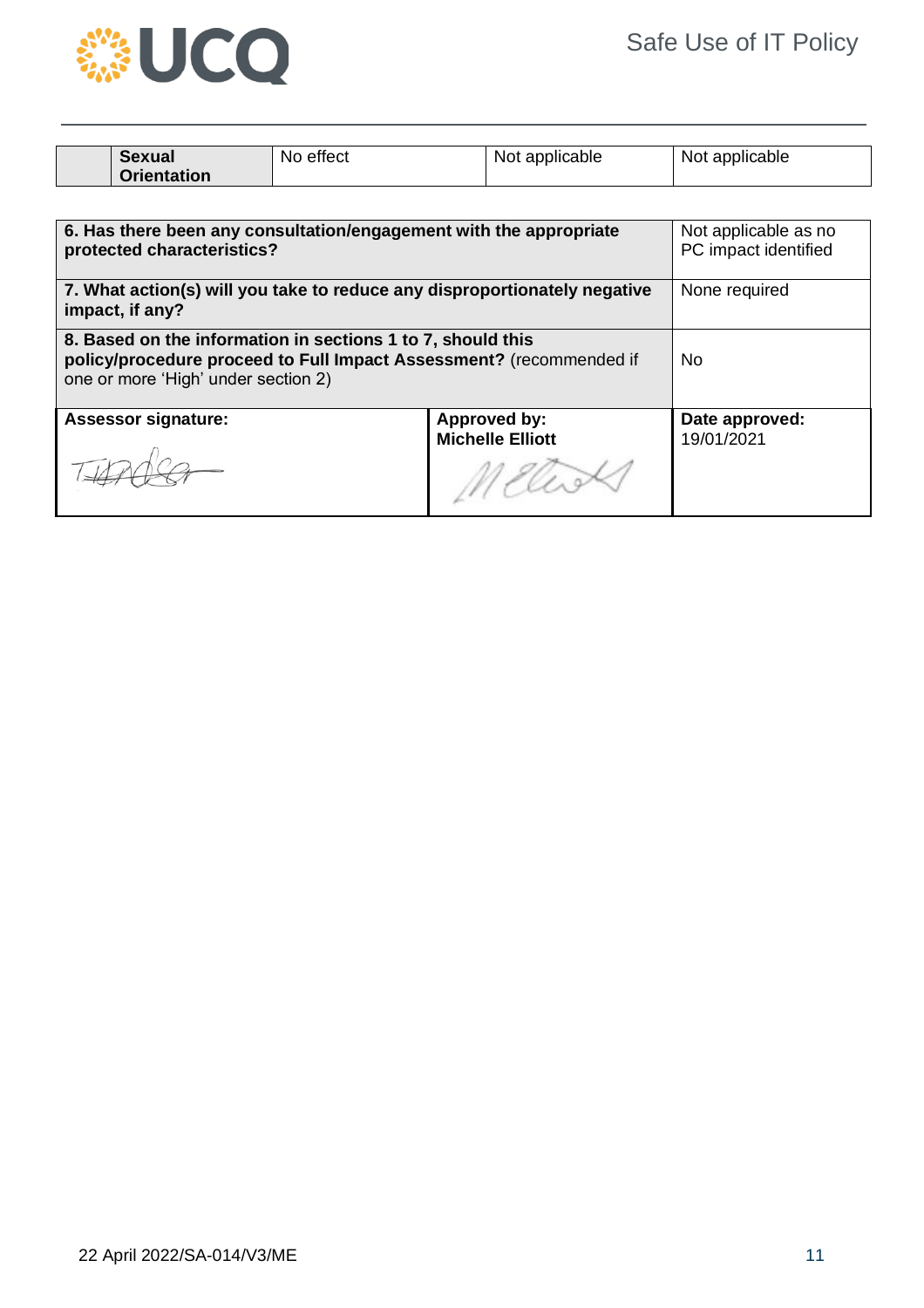| | | | | |
|---|---|---|---|---|
| | **Sexual Orientation** | No effect | Not applicable | Not applicable |

| | |
|---|---|
| **6. Has there been any consultation/engagement with the appropriate protected characteristics?** | Not applicable as no PC impact identified |
| **7. What action(s) will you take to reduce any disproportionately negative impact, if any?** | None required |
| **8. Based on the information in sections 1 to 7, should this policy/procedure proceed to Full Impact Assessment?** (recommended if one or more 'High' under section 2) | No |

| | | |
|---|---|---|
| **Assessor signature:** | **Approved by:** **Michelle Elliott** | **Date approved:** 19/01/2021 |

22 April 2022/SA-014/V3/ME